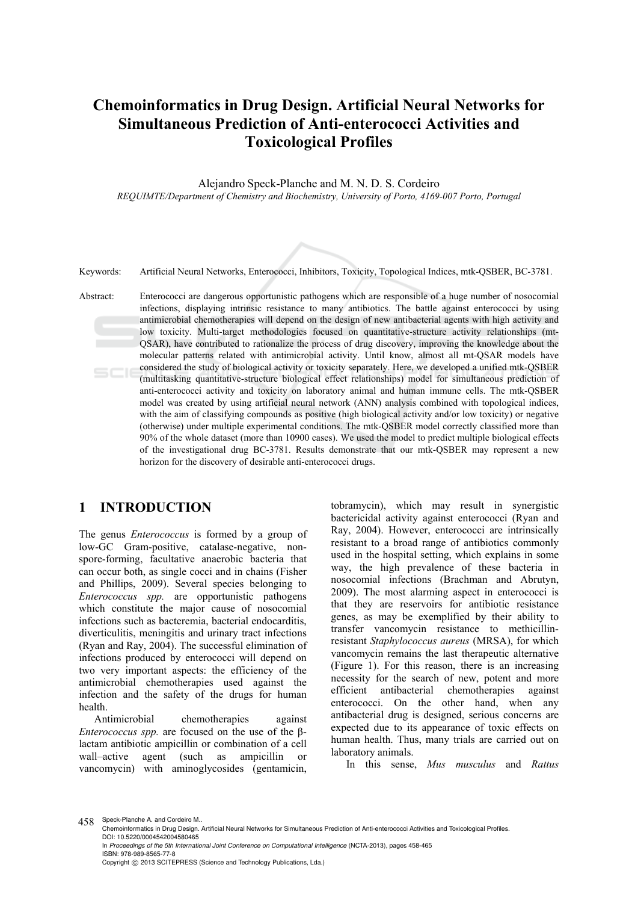# Chemoinformatics in Drug Design. Artificial Neural Networks for Simultaneous Prediction of Anti-enterococci Activities and Toxicological Profiles

Alejandro Speck-Planche and M. N. D. S. Cordeiro

*REQUIMTE/Department of Chemistry and Biochemistry, University of Porto, 4169-007 Porto, Portugal*

Keywords: Artificial Neural Networks, Enterococci, Inhibitors, Toxicity, Topological Indices, mtk-QSBER, BC-3781.

Abstract: Enterococci are dangerous opportunistic pathogens which are responsible of a huge number of nosocomial infections, displaying intrinsic resistance to many antibiotics. The battle against enterococci by using antimicrobial chemotherapies will depend on the design of new antibacterial agents with high activity and low toxicity. Multi-target methodologies focused on quantitative-structure activity relationships (mt-QSAR), have contributed to rationalize the process of drug discovery, improving the knowledge about the molecular patterns related with antimicrobial activity. Until know, almost all mt-QSAR models have considered the study of biological activity or toxicity separately. Here, we developed a unified mtk-QSBER (multitasking quantitative-structure biological effect relationships) model for simultaneous prediction of anti-enterococci activity and toxicity on laboratory animal and human immune cells. The mtk-QSBER model was created by using artificial neural network (ANN) analysis combined with topological indices, with the aim of classifying compounds as positive (high biological activity and/or low toxicity) or negative (otherwise) under multiple experimental conditions. The mtk-QSBER model correctly classified more than 90% of the whole dataset (more than 10900 cases). We used the model to predict multiple biological effects of the investigational drug BC-3781. Results demonstrate that our mtk-QSBER may represent a new horizon for the discovery of desirable anti-enterococci drugs.

## 1 INTRODUCTION

The genus *Enterococcus* is formed by a group of low-GC Gram-positive, catalase-negative, non-spore-forming, facultative anaerobic bacteria that can occur both, as single cocci and in chains (Fisher and Phillips, 2009). Several species belonging to *Enterococcus spp.* are opportunistic pathogens which constitute the major cause of nosocomial infections such as bacteremia, bacterial endocarditis, diverticulitis, meningitis and urinary tract infections (Ryan and Ray, 2004). The successful elimination of infections produced by enterococci will depend on two very important aspects: the efficiency of the antimicrobial chemotherapies used against the infection and the safety of the drugs for human health.

Antimicrobial chemotherapies against *Enterococcus spp.* are focused on the use of the β-lactam antibiotic ampicillin or combination of a cell wall–active agent (such as ampicillin or vancomycin) with aminoglycosides (gentamicin, tobramycin), which may result in synergistic bactericidal activity against enterococci (Ryan and Ray, 2004). However, enterococci are intrinsically resistant to a broad range of antibiotics commonly used in the hospital setting, which explains in some way, the high prevalence of these bacteria in nosocomial infections (Brachman and Abrutyn, 2009). The most alarming aspect in enterococci is that they are reservoirs for antibiotic resistance genes, as may be exemplified by their ability to transfer vancomycin resistance to methicillin-resistant *Staphylococcus aureus* (MRSA), for which vancomycin remains the last therapeutic alternative (Figure 1). For this reason, there is an increasing necessity for the search of new, potent and more efficient antibacterial chemotherapies against enterococci. On the other hand, when any antibacterial drug is designed, serious concerns are expected due to its appearance of toxic effects on human health. Thus, many trials are carried out on laboratory animals.

In this sense, *Mus musculus* and *Rattus*

Speck-Planche A. and Cordeiro M..
Chemoinformatics in Drug Design. Artificial Neural Networks for Simultaneous Prediction of Anti-enterococci Activities and Toxicological Profiles.
DOI: 10.5220/0004542004580465
In *Proceedings of the 5th International Joint Conference on Computational Intelligence* (NCTA-2013), pages 458-465
ISBN: 978-989-8565-77-8
Copyright © 2013 SCITEPRESS (Science and Technology Publications, Lda.)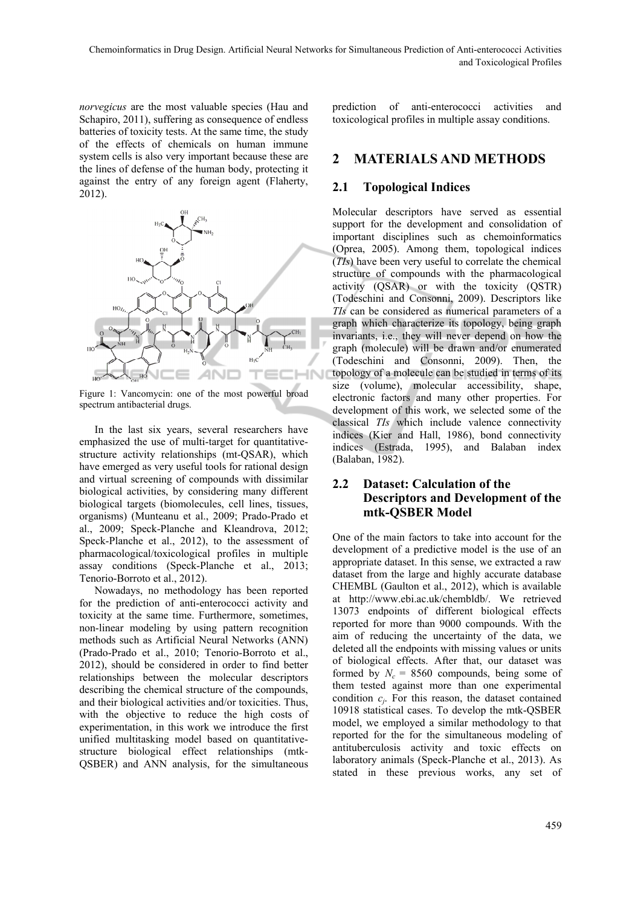*norvegicus* are the most valuable species (Hau and Schapiro, 2011), suffering as consequence of endless batteries of toxicity tests. At the same time, the study of the effects of chemicals on human immune system cells is also very important because these are the lines of defense of the human body, protecting it against the entry of any foreign agent (Flaherty, 2012).

Figure 1: Vancomycin: one of the most powerful broad spectrum antibacterial drugs.

In the last six years, several researchers have emphasized the use of multi-target for quantitative-structure activity relationships (mt-QSAR), which have emerged as very useful tools for rational design and virtual screening of compounds with dissimilar biological activities, by considering many different biological targets (biomolecules, cell lines, tissues, organisms) (Munteanu et al., 2009; Prado-Prado et al., 2009; Speck-Planche and Kleandrova, 2012; Speck-Planche et al., 2012), to the assessment of pharmacological/toxicological profiles in multiple assay conditions (Speck-Planche et al., 2013; Tenorio-Borroto et al., 2012).

Nowadays, no methodology has been reported for the prediction of anti-enterococci activity and toxicity at the same time. Furthermore, sometimes, non-linear modeling by using pattern recognition methods such as Artificial Neural Networks (ANN) (Prado-Prado et al., 2010; Tenorio-Borroto et al., 2012), should be considered in order to find better relationships between the molecular descriptors describing the chemical structure of the compounds, and their biological activities and/or toxicities. Thus, with the objective to reduce the high costs of experimentation, in this work we introduce the first unified multitasking model based on quantitative-structure biological effect relationships (mtk-QSBER) and ANN analysis, for the simultaneous prediction of anti-enterococci activities and toxicological profiles in multiple assay conditions.

## 2 MATERIALS AND METHODS

### 2.1 Topological Indices

Molecular descriptors have served as essential support for the development and consolidation of important disciplines such as chemoinformatics (Oprea, 2005). Among them, topological indices (*TIs*) have been very useful to correlate the chemical structure of compounds with the pharmacological activity (QSAR) or with the toxicity (QSTR) (Todeschini and Consonni, 2009). Descriptors like *TIs* can be considered as numerical parameters of a graph which characterize its topology, being graph invariants, i.e., they will never depend on how the graph (molecule) will be drawn and/or enumerated (Todeschini and Consonni, 2009). Then, the topology of a molecule can be studied in terms of its size (volume), molecular accessibility, shape, electronic factors and many other properties. For development of this work, we selected some of the classical *TIs* which include valence connectivity indices (Kier and Hall, 1986), bond connectivity indices (Estrada, 1995), and Balaban index (Balaban, 1982).

### 2.2 Dataset: Calculation of the Descriptors and Development of the mtk-QSBER Model

One of the main factors to take into account for the development of a predictive model is the use of an appropriate dataset. In this sense, we extracted a raw dataset from the large and highly accurate database CHEMBL (Gaulton et al., 2012), which is available at http://www.ebi.ac.uk/chembldb/. We retrieved 13073 endpoints of different biological effects reported for more than 9000 compounds. With the aim of reducing the uncertainty of the data, we deleted all the endpoints with missing values or units of biological effects. After that, our dataset was formed by $N_c$ = 8560 compounds, being some of them tested against more than one experimental condition $c_j$. For this reason, the dataset contained 10918 statistical cases. To develop the mtk-QSBER model, we employed a similar methodology to that reported for the for the simultaneous modeling of antituberculosis activity and toxic effects on laboratory animals (Speck-Planche et al., 2013). As stated in these previous works, any set of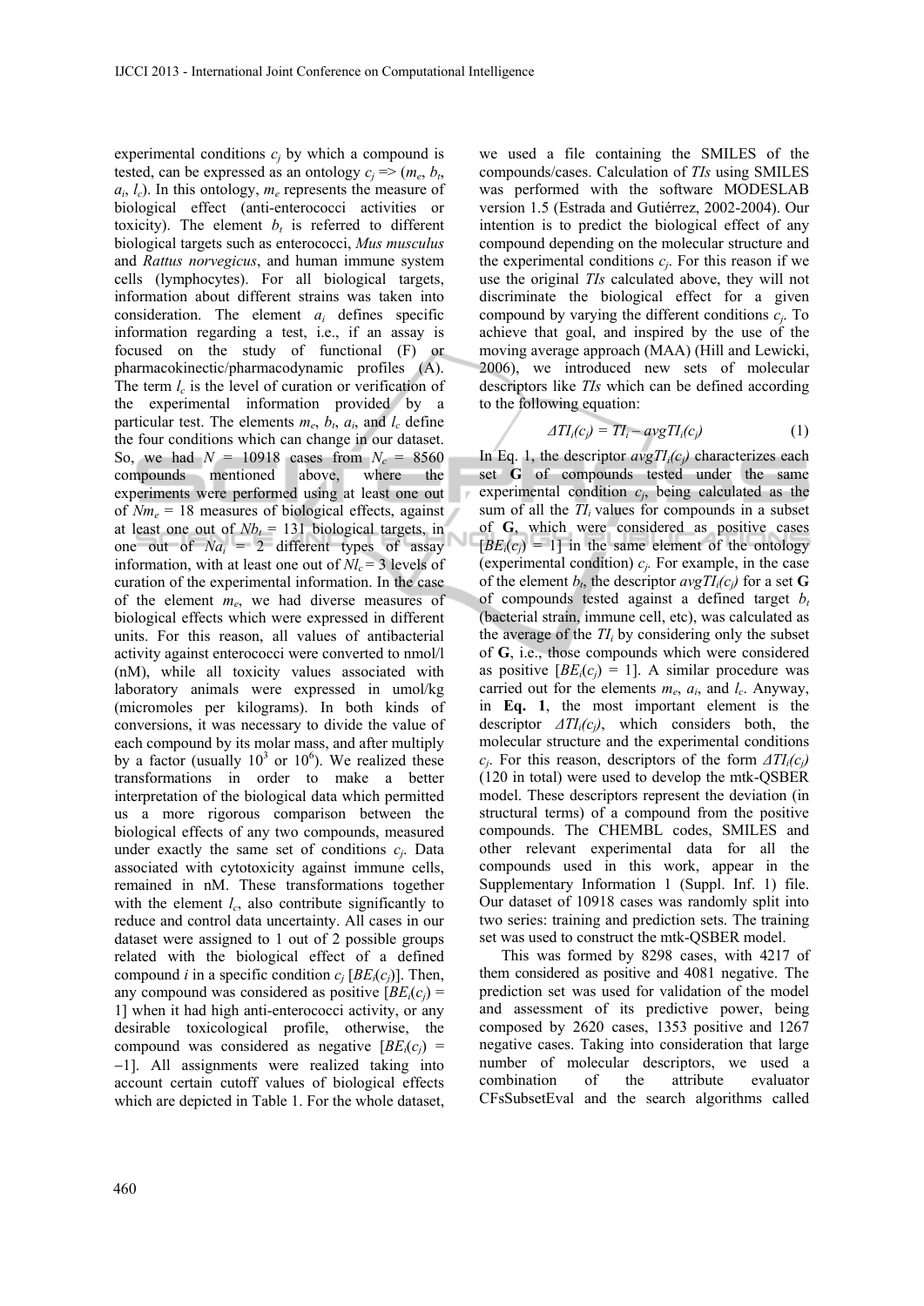experimental conditions $c_j$ by which a compound is tested, can be expressed as an ontology $c_j \Rightarrow (m_e, b_t, a_i, l_c)$. In this ontology, $m_e$ represents the measure of biological effect (anti-enterococci activities or toxicity). The element $b_t$ is referred to different biological targets such as enterococci, *Mus musculus* and *Rattus norvegicus*, and human immune system cells (lymphocytes). For all biological targets, information about different strains was taken into consideration. The element $a_i$ defines specific information regarding a test, i.e., if an assay is focused on the study of functional (F) or pharmacokinectic/pharmacodynamic profiles (A). The term $l_c$ is the level of curation or verification of the experimental information provided by a particular test. The elements $m_e$, $b_t$, $a_i$, and $l_c$ define the four conditions which can change in our dataset. So, we had $N = 10918$ cases from $N_c = 8560$ compounds mentioned above, where the experiments were performed using at least one out of $Nm_e = 18$ measures of biological effects, against at least one out of $Nb_t = 131$ biological targets, in one out of $Na_i = 2$ different types of assay information, with at least one out of $Nl_c = 3$ levels of curation of the experimental information. In the case of the element $m_e$, we had diverse measures of biological effects which were expressed in different units. For this reason, all values of antibacterial activity against enterococci were converted to nmol/l (nM), while all toxicity values associated with laboratory animals were expressed in umol/kg (micromoles per kilograms). In both kinds of conversions, it was necessary to divide the value of each compound by its molar mass, and after multiply by a factor (usually $10^3$ or $10^6$). We realized these transformations in order to make a better interpretation of the biological data which permitted us a more rigorous comparison between the biological effects of any two compounds, measured under exactly the same set of conditions $c_j$. Data associated with cytotoxicity against immune cells, remained in nM. These transformations together with the element $l_c$, also contribute significantly to reduce and control data uncertainty. All cases in our dataset were assigned to 1 out of 2 possible groups related with the biological effect of a defined compound $i$ in a specific condition $c_j$ [$BE_i(c_j)$]. Then, any compound was considered as positive [$BE_i(c_j) = 1$] when it had high anti-enterococci activity, or any desirable toxicological profile, otherwise, the compound was considered as negative [$BE_i(c_j) = -1$]. All assignments were realized taking into account certain cutoff values of biological effects which are depicted in Table 1. For the whole dataset, we used a file containing the SMILES of the compounds/cases. Calculation of *TIs* using SMILES was performed with the software MODESLAB version 1.5 (Estrada and Gutiérrez, 2002-2004). Our intention is to predict the biological effect of any compound depending on the molecular structure and the experimental conditions $c_j$. For this reason if we use the original *TIs* calculated above, they will not discriminate the biological effect for a given compound by varying the different conditions $c_j$. To achieve that goal, and inspired by the use of the moving average approach (MAA) (Hill and Lewicki, 2006), we introduced new sets of molecular descriptors like *TIs* which can be defined according to the following equation:

$$\Delta TI_i(c_j) = TI_i - avgTI_i(c_j) \qquad (1)$$

In Eq. 1, the descriptor $avgTI_i(c_j)$ characterizes each set **G** of compounds tested under the same experimental condition $c_j$, being calculated as the sum of all the $TI_i$ values for compounds in a subset of **G**, which were considered as positive cases [$BE_i(c_j) = 1$] in the same element of the ontology (experimental condition) $c_j$. For example, in the case of the element $b_t$, the descriptor $avgTI_i(c_j)$ for a set **G** of compounds tested against a defined target $b_t$ (bacterial strain, immune cell, etc), was calculated as the average of the $TI_i$ by considering only the subset of **G**, i.e., those compounds which were considered as positive [$BE_i(c_j) = 1$]. A similar procedure was carried out for the elements $m_e$, $a_i$, and $l_c$. Anyway, in **Eq. 1**, the most important element is the descriptor $\Delta TI_i(c_j)$, which considers both, the molecular structure and the experimental conditions $c_j$. For this reason, descriptors of the form $\Delta TI_i(c_j)$ (120 in total) were used to develop the mtk-QSBER model. These descriptors represent the deviation (in structural terms) of a compound from the positive compounds. The CHEMBL codes, SMILES and other relevant experimental data for all the compounds used in this work, appear in the Supplementary Information 1 (Suppl. Inf. 1) file. Our dataset of 10918 cases was randomly split into two series: training and prediction sets. The training set was used to construct the mtk-QSBER model.

This was formed by 8298 cases, with 4217 of them considered as positive and 4081 negative. The prediction set was used for validation of the model and assessment of its predictive power, being composed by 2620 cases, 1353 positive and 1267 negative cases. Taking into consideration that large number of molecular descriptors, we used a combination of the attribute evaluator CFsSubsetEval and the search algorithms called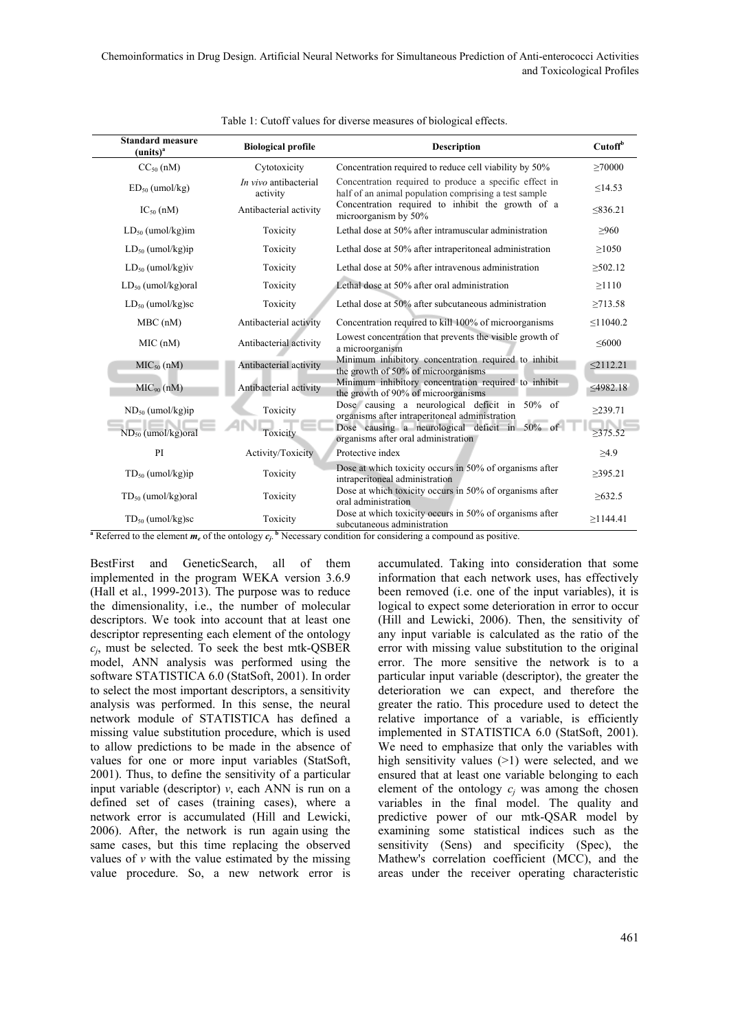Table 1: Cutoff values for diverse measures of biological effects.

| Standard measure (units)[a] | Biological profile | Description | Cutoff[b] |
|---|---|---|---|
| $CC_{50}$ (nM) | Cytotoxicity | Concentration required to reduce cell viability by 50% | ≥70000 |
| $ED_{50}$ (umol/kg) | *In vivo* antibacterial activity | Concentration required to produce a specific effect in half of an animal population comprising a test sample | ≤14.53 |
| $IC_{50}$ (nM) | Antibacterial activity | Concentration required to inhibit the growth of a microorganism by 50% | ≤836.21 |
| $LD_{50}$ (umol/kg)im | Toxicity | Lethal dose at 50% after intramuscular administration | ≥960 |
| $LD_{50}$ (umol/kg)ip | Toxicity | Lethal dose at 50% after intraperitoneal administration | ≥1050 |
| $LD_{50}$ (umol/kg)iv | Toxicity | Lethal dose at 50% after intravenous administration | ≥502.12 |
| $LD_{50}$ (umol/kg)oral | Toxicity | Lethal dose at 50% after oral administration | ≥1110 |
| $LD_{50}$ (umol/kg)sc | Toxicity | Lethal dose at 50% after subcutaneous administration | ≥713.58 |
| MBC (nM) | Antibacterial activity | Concentration required to kill 100% of microorganisms | ≤11040.2 |
| MIC (nM) | Antibacterial activity | Lowest concentration that prevents the visible growth of a microorganism | ≤6000 |
| $MIC_{50}$ (nM) | Antibacterial activity | Minimum inhibitory concentration required to inhibit the growth of 50% of microorganisms | ≤2112.21 |
| $MIC_{90}$ (nM) | Antibacterial activity | Minimum inhibitory concentration required to inhibit the growth of 90% of microorganisms | ≤4982.18 |
| $ND_{50}$ (umol/kg)ip | Toxicity | Dose causing a neurological deficit in 50% of organisms after intraperitoneal administration | ≥239.71 |
| $ND_{50}$ (umol/kg)oral | Toxicity | Dose causing a neurological deficit in 50% of organisms after oral administration | ≥375.52 |
| PI | Activity/Toxicity | Protective index | ≥4.9 |
| $TD_{50}$ (umol/kg)ip | Toxicity | Dose at which toxicity occurs in 50% of organisms after intraperitoneal administration | ≥395.21 |
| $TD_{50}$ (umol/kg)oral | Toxicity | Dose at which toxicity occurs in 50% of organisms after oral administration | ≥632.5 |
| $TD_{50}$ (umol/kg)sc | Toxicity | Dose at which toxicity occurs in 50% of organisms after subcutaneous administration | ≥1144.41 |

[a] Referred to the element $\boldsymbol{m_e}$ of the ontology $\boldsymbol{c_j}$. [b] Necessary condition for considering a compound as positive.

BestFirst and GeneticSearch, all of them implemented in the program WEKA version 3.6.9 (Hall et al., 1999-2013). The purpose was to reduce the dimensionality, i.e., the number of molecular descriptors. We took into account that at least one descriptor representing each element of the ontology $c_j$, must be selected. To seek the best mtk-QSBER model, ANN analysis was performed using the software STATISTICA 6.0 (StatSoft, 2001). In order to select the most important descriptors, a sensitivity analysis was performed. In this sense, the neural network module of STATISTICA has defined a missing value substitution procedure, which is used to allow predictions to be made in the absence of values for one or more input variables (StatSoft, 2001). Thus, to define the sensitivity of a particular input variable (descriptor) $v$, each ANN is run on a defined set of cases (training cases), where a network error is accumulated (Hill and Lewicki, 2006). After, the network is run again using the same cases, but this time replacing the observed values of $v$ with the value estimated by the missing value procedure. So, a new network error is accumulated. Taking into consideration that some information that each network uses, has effectively been removed (i.e. one of the input variables), it is logical to expect some deterioration in error to occur (Hill and Lewicki, 2006). Then, the sensitivity of any input variable is calculated as the ratio of the error with missing value substitution to the original error. The more sensitive the network is to a particular input variable (descriptor), the greater the deterioration we can expect, and therefore the greater the ratio. This procedure used to detect the relative importance of a variable, is efficiently implemented in STATISTICA 6.0 (StatSoft, 2001). We need to emphasize that only the variables with high sensitivity values (>1) were selected, and we ensured that at least one variable belonging to each element of the ontology $c_j$ was among the chosen variables in the final model. The quality and predictive power of our mtk-QSAR model by examining some statistical indices such as the sensitivity (Sens) and specificity (Spec), the Mathew's correlation coefficient (MCC), and the areas under the receiver operating characteristic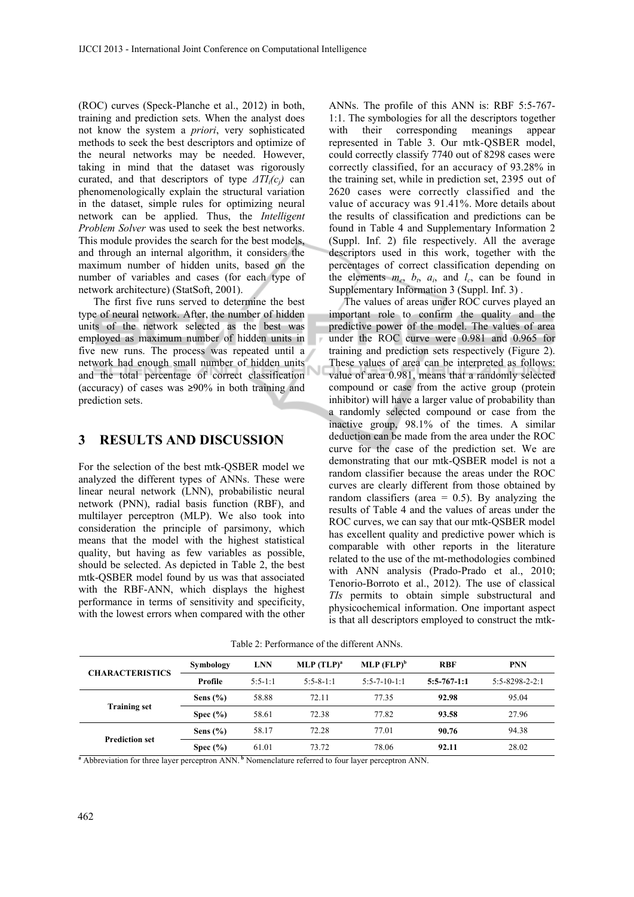(ROC) curves (Speck-Planche et al., 2012) in both, training and prediction sets. When the analyst does not know the system a *priori*, very sophisticated methods to seek the best descriptors and optimize of the neural networks may be needed. However, taking in mind that the dataset was rigorously curated, and that descriptors of type $\Delta TI_i(c_j)$ can phenomenologically explain the structural variation in the dataset, simple rules for optimizing neural network can be applied. Thus, the *Intelligent Problem Solver* was used to seek the best networks. This module provides the search for the best models, and through an internal algorithm, it considers the maximum number of hidden units, based on the number of variables and cases (for each type of network architecture) (StatSoft, 2001).

The first five runs served to determine the best type of neural network. After, the number of hidden units of the network selected as the best was employed as maximum number of hidden units in five new runs. The process was repeated until a network had enough small number of hidden units and the total percentage of correct classification (accuracy) of cases was ≥90% in both training and prediction sets.

## 3 RESULTS AND DISCUSSION

For the selection of the best mtk-QSBER model we analyzed the different types of ANNs. These were linear neural network (LNN), probabilistic neural network (PNN), radial basis function (RBF), and multilayer perceptron (MLP). We also took into consideration the principle of parsimony, which means that the model with the highest statistical quality, but having as few variables as possible, should be selected. As depicted in Table 2, the best mtk-QSBER model found by us was that associated with the RBF-ANN, which displays the highest performance in terms of sensitivity and specificity, with the lowest errors when compared with the other ANNs. The profile of this ANN is: RBF 5:5-767-1:1. The symbologies for all the descriptors together with their corresponding meanings appear represented in Table 3. Our mtk-QSBER model, could correctly classify 7740 out of 8298 cases were correctly classified, for an accuracy of 93.28% in the training set, while in prediction set, 2395 out of 2620 cases were correctly classified and the value of accuracy was 91.41%. More details about the results of classification and predictions can be found in Table 4 and Supplementary Information 2 (Suppl. Inf. 2) file respectively. All the average descriptors used in this work, together with the percentages of correct classification depending on the elements $m_e$, $b_t$, $a_i$, and $l_c$, can be found in Supplementary Information 3 (Suppl. Inf. 3) .

The values of areas under ROC curves played an important role to confirm the quality and the predictive power of the model. The values of area under the ROC curve were 0.981 and 0.965 for training and prediction sets respectively (Figure 2). These values of area can be interpreted as follows: value of area 0.981, means that a randomly selected compound or case from the active group (protein inhibitor) will have a larger value of probability than a randomly selected compound or case from the inactive group, 98.1% of the times. A similar deduction can be made from the area under the ROC curve for the case of the prediction set. We are demonstrating that our mtk-QSBER model is not a random classifier because the areas under the ROC curves are clearly different from those obtained by random classifiers (area = 0.5). By analyzing the results of Table 4 and the values of areas under the ROC curves, we can say that our mtk-QSBER model has excellent quality and predictive power which is comparable with other reports in the literature related to the use of the mt-methodologies combined with ANN analysis (Prado-Prado et al., 2010; Tenorio-Borroto et al., 2012). The use of classical *TIs* permits to obtain simple substructural and physicochemical information. One important aspect is that all descriptors employed to construct the mtk-

Table 2: Performance of the different ANNs.

| CHARACTERISTICS | Symbology | LNN | MLP (TLP)[a] | MLP (FLP)[b] | RBF | PNN |
|---|---|---|---|---|---|---|
| | Profile | 5:5-1:1 | 5:5-8-1:1 | 5:5-7-10-1:1 | **5:5-767-1:1** | 5:5-8298-2-2:1 |
| Training set | Sens (%) | 58.88 | 72.11 | 77.35 | **92.98** | 95.04 |
| | Spec (%) | 58.61 | 72.38 | 77.82 | **93.58** | 27.96 |
| Prediction set | Sens (%) | 58.17 | 72.28 | 77.01 | **90.76** | 94.38 |
| | Spec (%) | 61.01 | 73.72 | 78.06 | **92.11** | 28.02 |

[a] Abbreviation for three layer perceptron ANN. [b] Nomenclature referred to four layer perceptron ANN.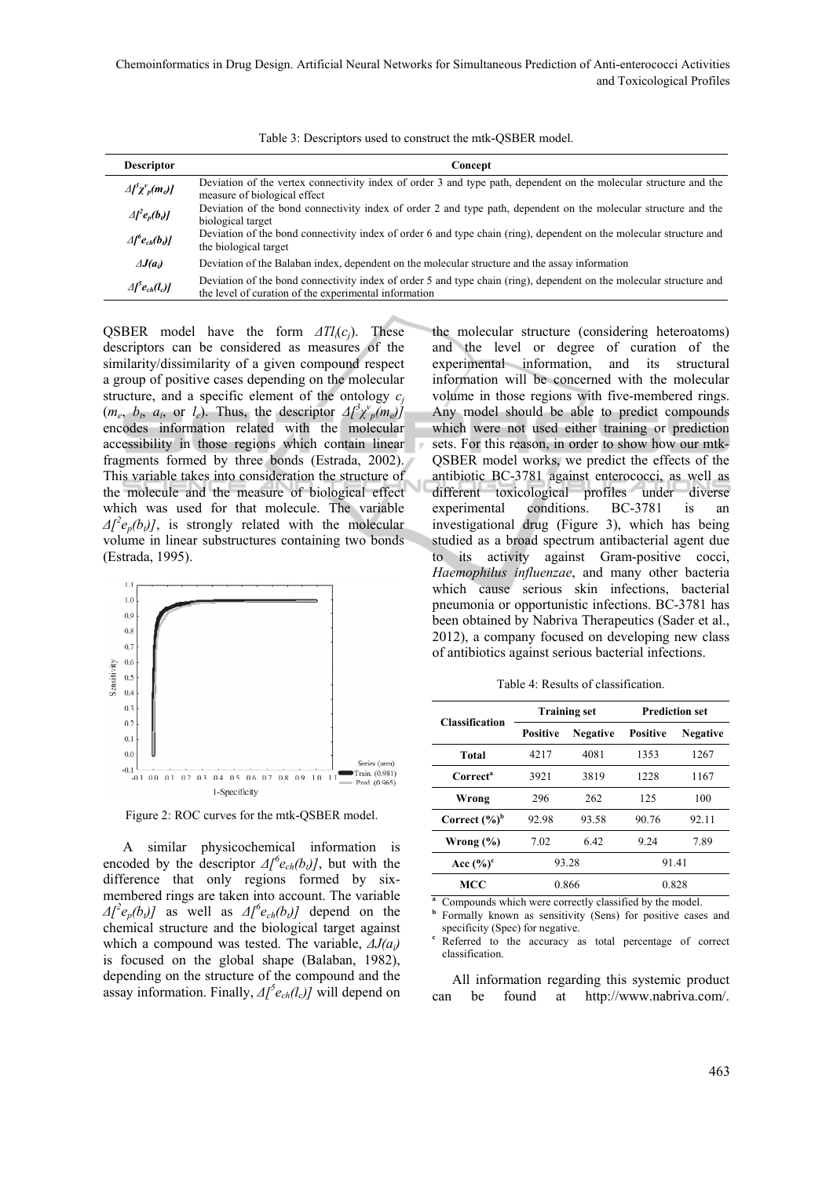Table 3: Descriptors used to construct the mtk-QSBER model.

| Descriptor | Concept |
|---|---|
| $\Delta[^3\chi^v_p(m_e)]$ | Deviation of the vertex connectivity index of order 3 and type path, dependent on the molecular structure and the measure of biological effect |
| $\Delta[^2e_p(b_t)]$ | Deviation of the bond connectivity index of order 2 and type path, dependent on the molecular structure and the biological target |
| $\Delta[^6e_{ch}(b_t)]$ | Deviation of the bond connectivity index of order 6 and type chain (ring), dependent on the molecular structure and the biological target |
| $\Delta J(a_i)$ | Deviation of the Balaban index, dependent on the molecular structure and the assay information |
| $\Delta[^5e_{ch}(l_c)]$ | Deviation of the bond connectivity index of order 5 and type chain (ring), dependent on the molecular structure and the level of curation of the experimental information |

QSBER model have the form $\Delta TI_i(c_j)$. These descriptors can be considered as measures of the similarity/dissimilarity of a given compound respect a group of positive cases depending on the molecular structure, and a specific element of the ontology $c_j$ ($m_e$, $b_t$, $a_i$, or $l_c$). Thus, the descriptor $\Delta[^3\chi^v_p(m_e)]$ encodes information related with the molecular accessibility in those regions which contain linear fragments formed by three bonds (Estrada, 2002). This variable takes into consideration the structure of the molecule and the measure of biological effect which was used for that molecule. The variable $\Delta[^2e_p(b_t)]$, is strongly related with the molecular volume in linear substructures containing two bonds (Estrada, 1995).

Figure 2: ROC curves for the mtk-QSBER model.

A similar physicochemical information is encoded by the descriptor $\Delta[^6e_{ch}(b_t)]$, but with the difference that only regions formed by six-membered rings are taken into account. The variable $\Delta[^2e_p(b_t)]$ as well as $\Delta[^6e_{ch}(b_t)]$ depend on the chemical structure and the biological target against which a compound was tested. The variable, $\Delta J(a_i)$ is focused on the global shape (Balaban, 1982), depending on the structure of the compound and the assay information. Finally, $\Delta[^5e_{ch}(l_c)]$ will depend on the molecular structure (considering heteroatoms) and the level or degree of curation of the experimental information, and its structural information will be concerned with the molecular volume in those regions with five-membered rings. Any model should be able to predict compounds which were not used either training or prediction sets. For this reason, in order to show how our mtk-QSBER model works, we predict the effects of the antibiotic BC-3781 against enterococci, as well as different toxicological profiles under diverse experimental conditions. BC-3781 is an investigational drug (Figure 3), which has being studied as a broad spectrum antibacterial agent due to its activity against Gram-positive cocci, *Haemophilus influenzae*, and many other bacteria which cause serious skin infections, bacterial pneumonia or opportunistic infections. BC-3781 has been obtained by Nabriva Therapeutics (Sader et al., 2012), a company focused on developing new class of antibiotics against serious bacterial infections.

Table 4: Results of classification.

| Classification | Training set | | Prediction set | |
|---|---|---|---|---|
| | Positive | Negative | Positive | Negative |
| Total | 4217 | 4081 | 1353 | 1267 |
| Correct[a] | 3921 | 3819 | 1228 | 1167 |
| Wrong | 296 | 262 | 125 | 100 |
| Correct (%)[b] | 92.98 | 93.58 | 90.76 | 92.11 |
| Wrong (%) | 7.02 | 6.42 | 9.24 | 7.89 |
| Acc (%)[c] | 93.28 | | 91.41 | |
| MCC | 0.866 | | 0.828 | |

[a] Compounds which were correctly classified by the model.
[b] Formally known as sensitivity (Sens) for positive cases and specificity (Spec) for negative.
[c] Referred to the accuracy as total percentage of correct classification.

All information regarding this systemic product can be found at http://www.nabriva.com/.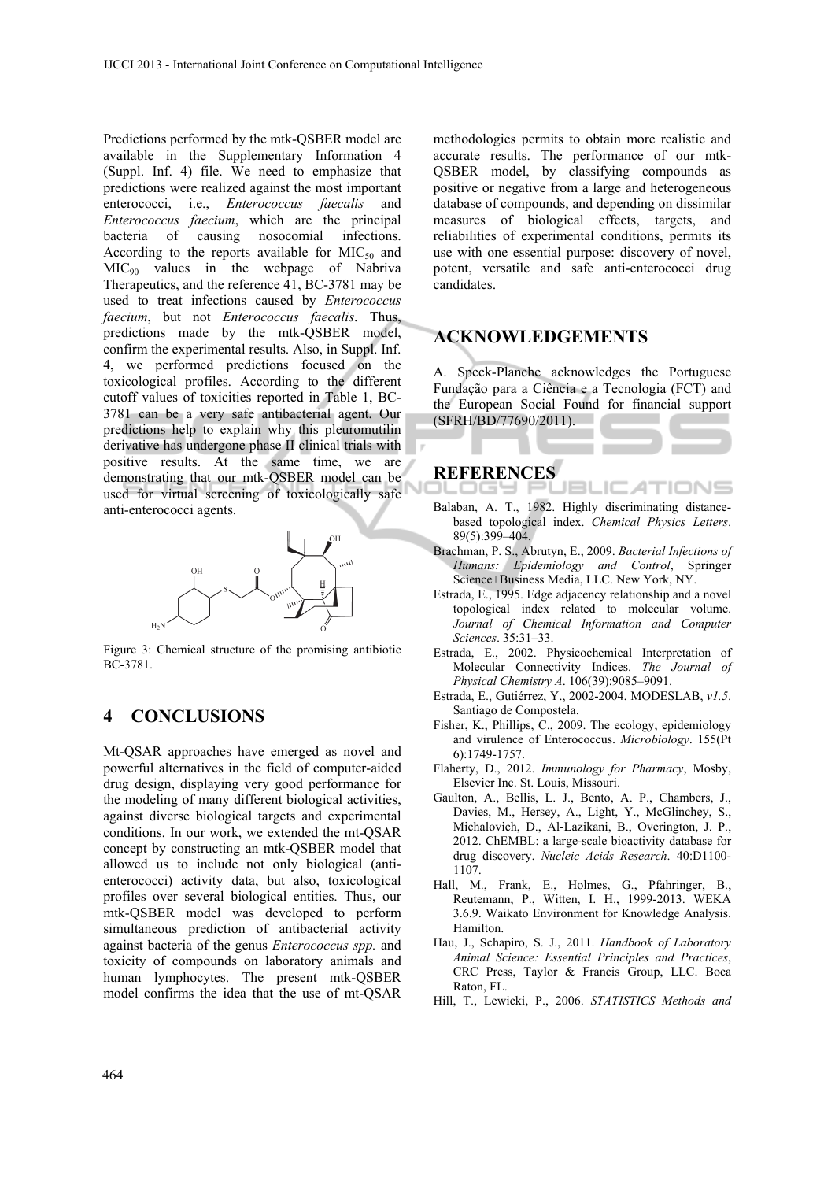Predictions performed by the mtk-QSBER model are available in the Supplementary Information 4 (Suppl. Inf. 4) file. We need to emphasize that predictions were realized against the most important enterococci, i.e., *Enterococcus faecalis* and *Enterococcus faecium*, which are the principal bacteria of causing nosocomial infections. According to the reports available for $MIC_{50}$ and $MIC_{90}$ values in the webpage of Nabriva Therapeutics, and the reference 41, BC-3781 may be used to treat infections caused by *Enterococcus faecium*, but not *Enterococcus faecalis*. Thus, predictions made by the mtk-QSBER model, confirm the experimental results. Also, in Suppl. Inf. 4, we performed predictions focused on the toxicological profiles. According to the different cutoff values of toxicities reported in Table 1, BC-3781 can be a very safe antibacterial agent. Our predictions help to explain why this pleuromutilin derivative has undergone phase II clinical trials with positive results. At the same time, we are demonstrating that our mtk-QSBER model can be used for virtual screening of toxicologically safe anti-enterococci agents.

Figure 3: Chemical structure of the promising antibiotic BC-3781.

## 4 CONCLUSIONS

Mt-QSAR approaches have emerged as novel and powerful alternatives in the field of computer-aided drug design, displaying very good performance for the modeling of many different biological activities, against diverse biological targets and experimental conditions. In our work, we extended the mt-QSAR concept by constructing an mtk-QSBER model that allowed us to include not only biological (anti-enterococci) activity data, but also, toxicological profiles over several biological entities. Thus, our mtk-QSBER model was developed to perform simultaneous prediction of antibacterial activity against bacteria of the genus *Enterococcus spp.* and toxicity of compounds on laboratory animals and human lymphocytes. The present mtk-QSBER model confirms the idea that the use of mt-QSAR methodologies permits to obtain more realistic and accurate results. The performance of our mtk-QSBER model, by classifying compounds as positive or negative from a large and heterogeneous database of compounds, and depending on dissimilar measures of biological effects, targets, and reliabilities of experimental conditions, permits its use with one essential purpose: discovery of novel, potent, versatile and safe anti-enterococci drug candidates.

## ACKNOWLEDGEMENTS

A. Speck-Planche acknowledges the Portuguese Fundação para a Ciência e a Tecnologia (FCT) and the European Social Found for financial support (SFRH/BD/77690/2011).

## REFERENCES

Balaban, A. T., 1982. Highly discriminating distance-based topological index. *Chemical Physics Letters*. 89(5):399–404.

Brachman, P. S., Abrutyn, E., 2009. *Bacterial Infections of Humans: Epidemiology and Control*, Springer Science+Business Media, LLC. New York, NY.

Estrada, E., 1995. Edge adjacency relationship and a novel topological index related to molecular volume. *Journal of Chemical Information and Computer Sciences*. 35:31–33.

Estrada, E., 2002. Physicochemical Interpretation of Molecular Connectivity Indices. *The Journal of Physical Chemistry A*. 106(39):9085–9091.

Estrada, E., Gutiérrez, Y., 2002-2004. MODESLAB, *v1.5*. Santiago de Compostela.

Fisher, K., Phillips, C., 2009. The ecology, epidemiology and virulence of Enterococcus. *Microbiology*. 155(Pt 6):1749-1757.

Flaherty, D., 2012. *Immunology for Pharmacy*, Mosby, Elsevier Inc. St. Louis, Missouri.

Gaulton, A., Bellis, L. J., Bento, A. P., Chambers, J., Davies, M., Hersey, A., Light, Y., McGlinchey, S., Michalovich, D., Al-Lazikani, B., Overington, J. P., 2012. ChEMBL: a large-scale bioactivity database for drug discovery. *Nucleic Acids Research*. 40:D1100-1107.

Hall, M., Frank, E., Holmes, G., Pfahringer, B., Reutemann, P., Witten, I. H., 1999-2013. WEKA 3.6.9. Waikato Environment for Knowledge Analysis. Hamilton.

Hau, J., Schapiro, S. J., 2011. *Handbook of Laboratory Animal Science: Essential Principles and Practices*, CRC Press, Taylor & Francis Group, LLC. Boca Raton, FL.

Hill, T., Lewicki, P., 2006. *STATISTICS Methods and*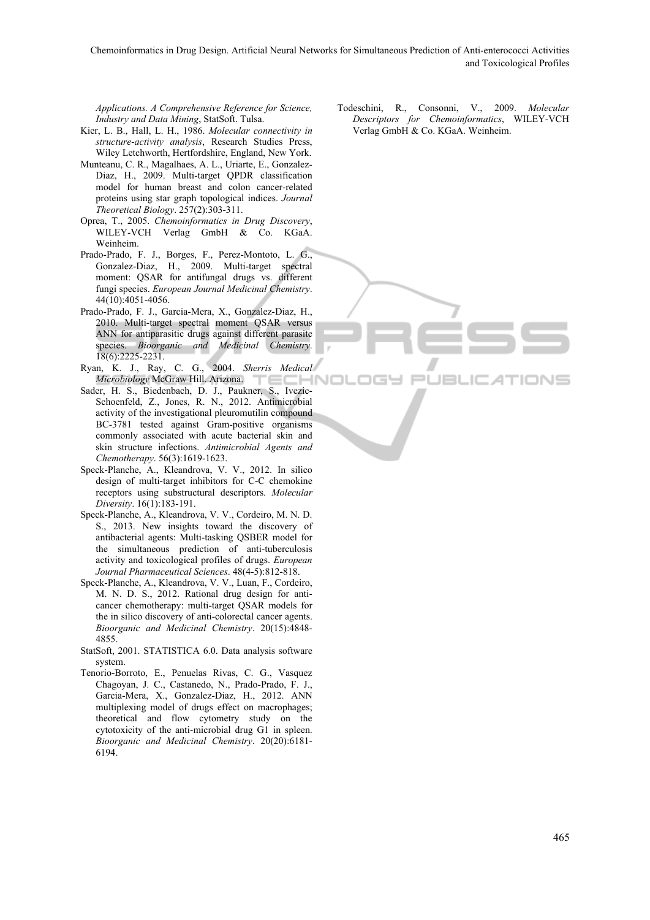*Applications. A Comprehensive Reference for Science, Industry and Data Mining*, StatSoft. Tulsa.

Kier, L. B., Hall, L. H., 1986. *Molecular connectivity in structure-activity analysis*, Research Studies Press, Wiley Letchworth, Hertfordshire, England, New York.

Munteanu, C. R., Magalhaes, A. L., Uriarte, E., Gonzalez-Diaz, H., 2009. Multi-target QPDR classification model for human breast and colon cancer-related proteins using star graph topological indices. *Journal Theoretical Biology*. 257(2):303-311.

Oprea, T., 2005. *Chemoinformatics in Drug Discovery*, WILEY-VCH Verlag GmbH & Co. KGaA. Weinheim.

Prado-Prado, F. J., Borges, F., Perez-Montoto, L. G., Gonzalez-Diaz, H., 2009. Multi-target spectral moment: QSAR for antifungal drugs vs. different fungi species. *European Journal Medicinal Chemistry*. 44(10):4051-4056.

Prado-Prado, F. J., Garcia-Mera, X., Gonzalez-Diaz, H., 2010. Multi-target spectral moment QSAR versus ANN for antiparasitic drugs against different parasite species. *Bioorganic and Medicinal Chemistry*. 18(6):2225-2231.

Ryan, K. J., Ray, C. G., 2004. *Sherris Medical Microbiology* McGraw Hill. Arizona.

Sader, H. S., Biedenbach, D. J., Paukner, S., Ivezic-Schoenfeld, Z., Jones, R. N., 2012. Antimicrobial activity of the investigational pleuromutilin compound BC-3781 tested against Gram-positive organisms commonly associated with acute bacterial skin and skin structure infections. *Antimicrobial Agents and Chemotherapy*. 56(3):1619-1623.

Speck-Planche, A., Kleandrova, V. V., 2012. In silico design of multi-target inhibitors for C-C chemokine receptors using substructural descriptors. *Molecular Diversity*. 16(1):183-191.

Speck-Planche, A., Kleandrova, V. V., Cordeiro, M. N. D. S., 2013. New insights toward the discovery of antibacterial agents: Multi-tasking QSBER model for the simultaneous prediction of anti-tuberculosis activity and toxicological profiles of drugs. *European Journal Pharmaceutical Sciences*. 48(4-5):812-818.

Speck-Planche, A., Kleandrova, V. V., Luan, F., Cordeiro, M. N. D. S., 2012. Rational drug design for anti-cancer chemotherapy: multi-target QSAR models for the in silico discovery of anti-colorectal cancer agents. *Bioorganic and Medicinal Chemistry*. 20(15):4848-4855.

StatSoft, 2001. STATISTICA 6.0. Data analysis software system.

Tenorio-Borroto, E., Penuelas Rivas, C. G., Vasquez Chagoyan, J. C., Castanedo, N., Prado-Prado, F. J., Garcia-Mera, X., Gonzalez-Diaz, H., 2012. ANN multiplexing model of drugs effect on macrophages; theoretical and flow cytometry study on the cytotoxicity of the anti-microbial drug G1 in spleen. *Bioorganic and Medicinal Chemistry*. 20(20):6181-6194.

Todeschini, R., Consonni, V., 2009. *Molecular Descriptors for Chemoinformatics*, WILEY-VCH Verlag GmbH & Co. KGaA. Weinheim.